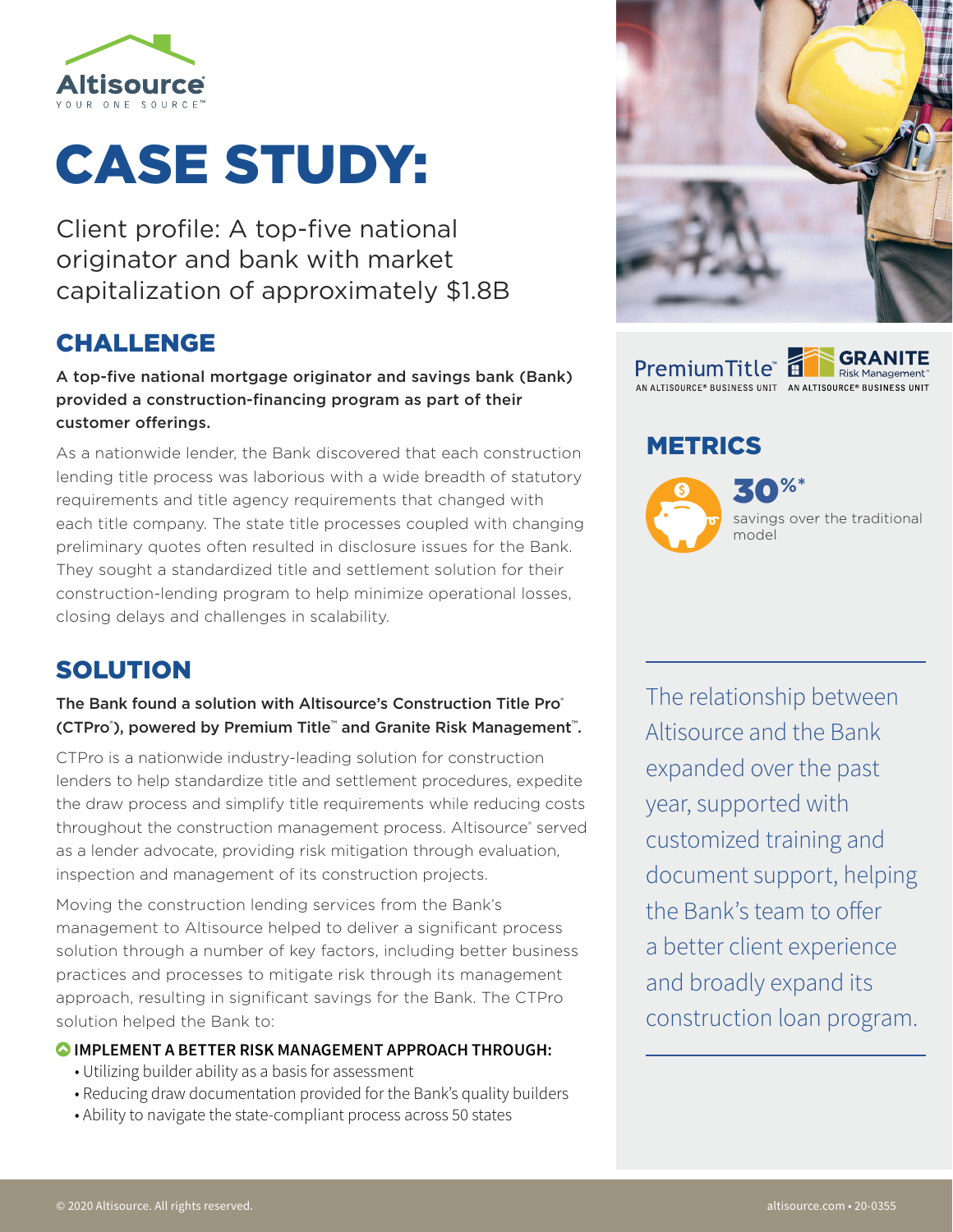Altisource
YOUR ONE SOURCE™

# CASE STUDY:

Client profile: A top-five national originator and bank with market capitalization of approximately $1.8B

## CHALLENGE

**A top-five national mortgage originator and savings bank (Bank) provided a construction-financing program as part of their customer offerings.**

As a nationwide lender, the Bank discovered that each construction lending title process was laborious with a wide breadth of statutory requirements and title agency requirements that changed with each title company. The state title processes coupled with changing preliminary quotes often resulted in disclosure issues for the Bank. They sought a standardized title and settlement solution for their construction-lending program to help minimize operational losses, closing delays and challenges in scalability.

## SOLUTION

**The Bank found a solution with Altisource's Construction Title Pro® (CTPro®), powered by Premium Title™ and Granite Risk Management™.**

CTPro is a nationwide industry-leading solution for construction lenders to help standardize title and settlement procedures, expedite the draw process and simplify title requirements while reducing costs throughout the construction management process. Altisource® served as a lender advocate, providing risk mitigation through evaluation, inspection and management of its construction projects.

Moving the construction lending services from the Bank's management to Altisource helped to deliver a significant process solution through a number of key factors, including better business practices and processes to mitigate risk through its management approach, resulting in significant savings for the Bank. The CTPro solution helped the Bank to:

**IMPLEMENT A BETTER RISK MANAGEMENT APPROACH THROUGH:**

- Utilizing builder ability as a basis for assessment
- Reducing draw documentation provided for the Bank's quality builders
- Ability to navigate the state-compliant process across 50 states

PremiumTitle™ AN ALTISOURCE® BUSINESS UNIT

GRANITE Risk Management™ AN ALTISOURCE® BUSINESS UNIT

## METRICS

**30%***

savings over the traditional model

The relationship between Altisource and the Bank expanded over the past year, supported with customized training and document support, helping the Bank's team to offer a better client experience and broadly expand its construction loan program.

© 2020 Altisource. All rights reserved.

altisource.com • 20-0355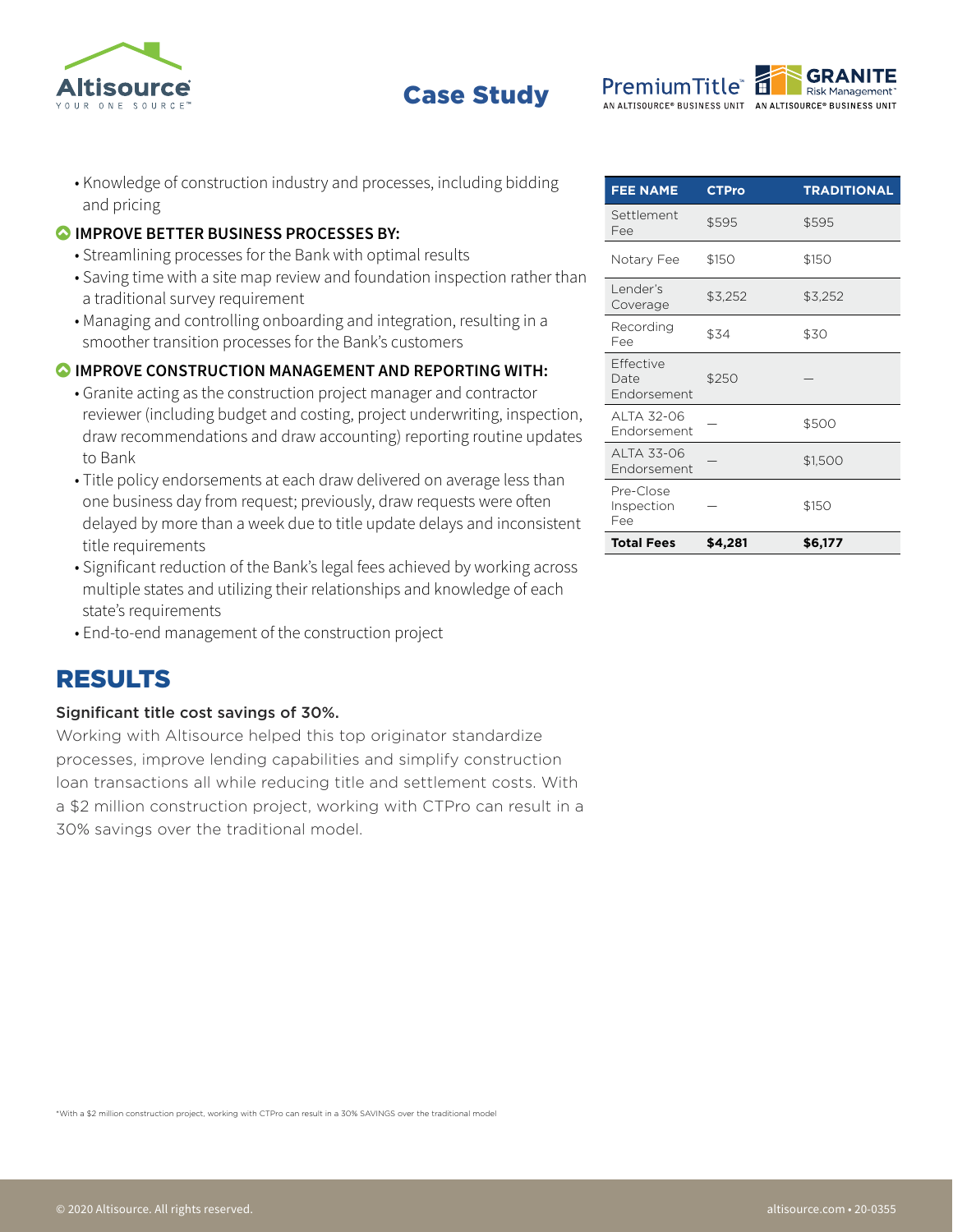- Knowledge of construction industry and processes, including bidding and pricing

**IMPROVE BETTER BUSINESS PROCESSES BY:**

- Streamlining processes for the Bank with optimal results
- Saving time with a site map review and foundation inspection rather than a traditional survey requirement
- Managing and controlling onboarding and integration, resulting in a smoother transition processes for the Bank's customers

**IMPROVE CONSTRUCTION MANAGEMENT AND REPORTING WITH:**

- Granite acting as the construction project manager and contractor reviewer (including budget and costing, project underwriting, inspection, draw recommendations and draw accounting) reporting routine updates to Bank
- Title policy endorsements at each draw delivered on average less than one business day from request; previously, draw requests were often delayed by more than a week due to title update delays and inconsistent title requirements
- Significant reduction of the Bank's legal fees achieved by working across multiple states and utilizing their relationships and knowledge of each state's requirements
- End-to-end management of the construction project

| FEE NAME | CTPro | TRADITIONAL |
|---|---|---|
| Settlement Fee | $595 | $595 |
| Notary Fee | $150 | $150 |
| Lender's Coverage | $3,252 | $3,252 |
| Recording Fee | $34 | $30 |
| Effective Date Endorsement | $250 | — |
| ALTA 32-06 Endorsement | — | $500 |
| ALTA 33-06 Endorsement | — | $1,500 |
| Pre-Close Inspection Fee | — | $150 |
| **Total Fees** | **$4,281** | **$6,177** |

## RESULTS

**Significant title cost savings of 30%.**

Working with Altisource helped this top originator standardize processes, improve lending capabilities and simplify construction loan transactions all while reducing title and settlement costs. With a $2 million construction project, working with CTPro can result in a 30% savings over the traditional model.

*With a $2 million construction project, working with CTPro can result in a 30% SAVINGS over the traditional model

© 2020 Altisource. All rights reserved.

altisource.com • 20-0355